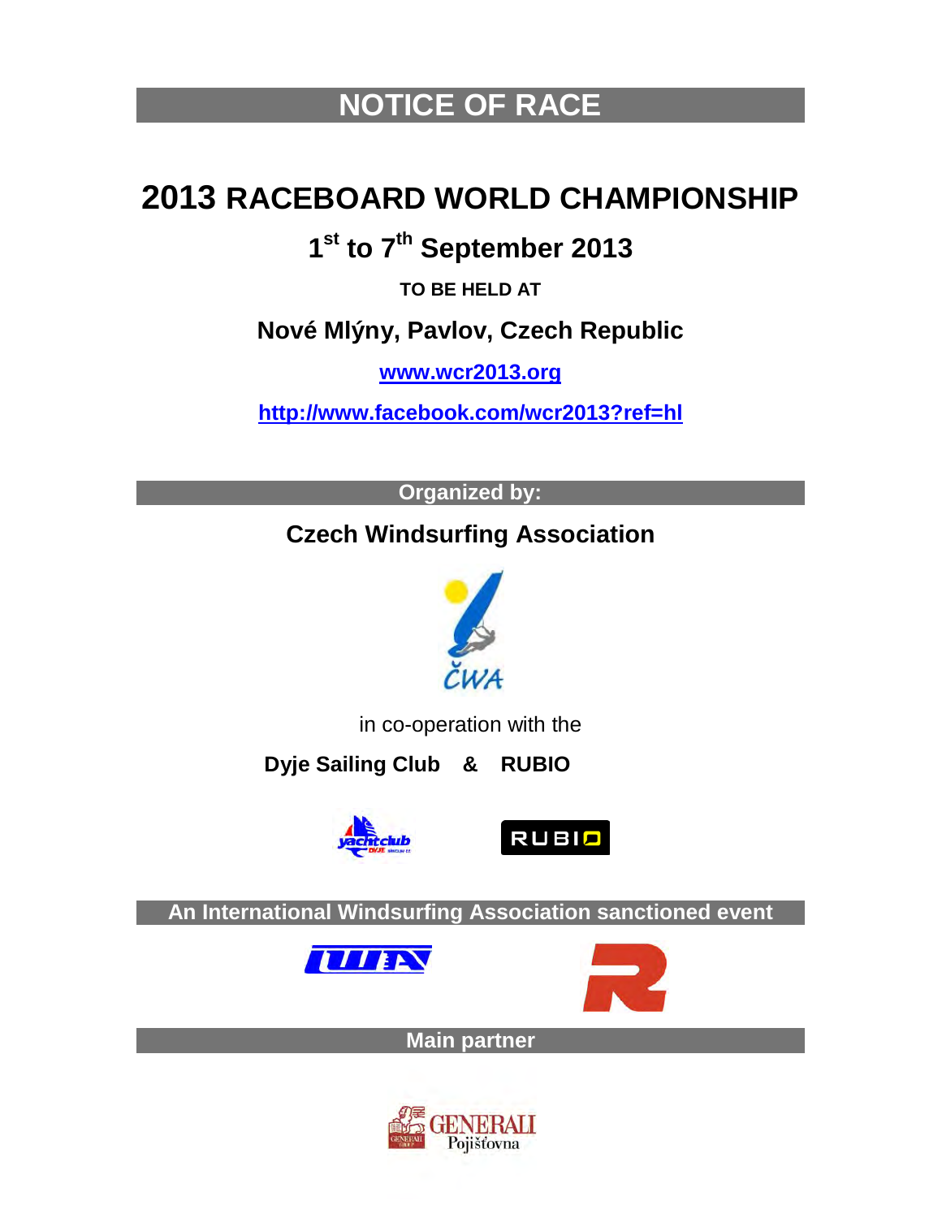# NOTICE OF RACE

# 2013 RACEBOARD WORLD CHAMPIONSHIP

## 1st to 7th September 2013

**TO BE HELD AT**

## Nové Mlýny, Pavlov, Czech Republic

**www.wcr2013.org**

**http://www.facebook.com/wcr2013?ref=hl**

**Organized by:**

## Czech Windsurfing Association

in co-operation with the

**Dyje Sailing Club & RUBIO**

**An International Windsurfing Association sanctioned event**

**Main partner**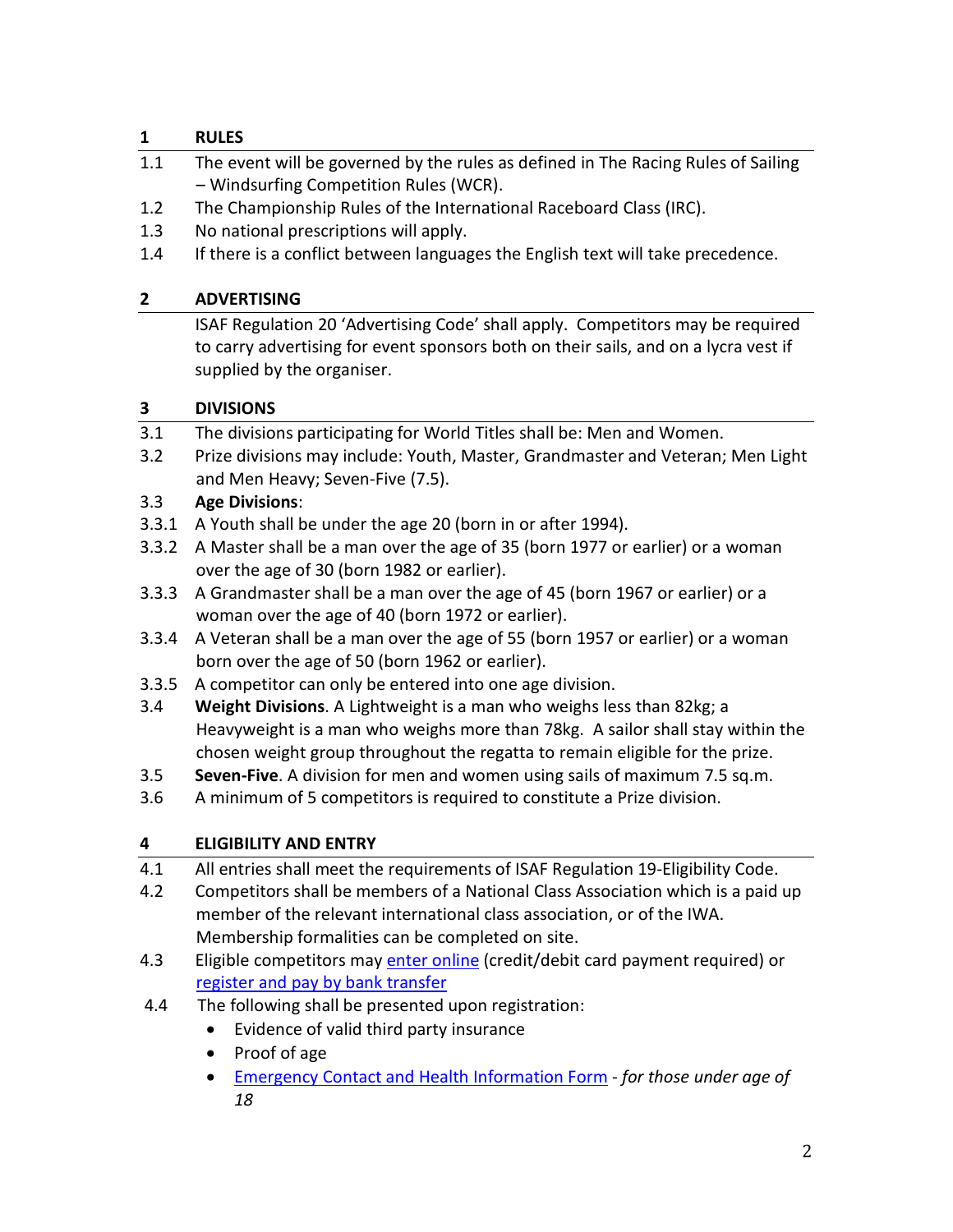## 1 RULES

1.1 The event will be governed by the rules as defined in The Racing Rules of Sailing – Windsurfing Competition Rules (WCR).

1.2 The Championship Rules of the International Raceboard Class (IRC).

1.3 No national prescriptions will apply.

1.4 If there is a conflict between languages the English text will take precedence.

## 2 ADVERTISING

ISAF Regulation 20 'Advertising Code' shall apply. Competitors may be required to carry advertising for event sponsors both on their sails, and on a lycra vest if supplied by the organiser.

## 3 DIVISIONS

3.1 The divisions participating for World Titles shall be: Men and Women.

3.2 Prize divisions may include: Youth, Master, Grandmaster and Veteran; Men Light and Men Heavy; Seven-Five (7.5).

3.3 **Age Divisions**:

3.3.1 A Youth shall be under the age 20 (born in or after 1994).

3.3.2 A Master shall be a man over the age of 35 (born 1977 or earlier) or a woman over the age of 30 (born 1982 or earlier).

3.3.3 A Grandmaster shall be a man over the age of 45 (born 1967 or earlier) or a woman over the age of 40 (born 1972 or earlier).

3.3.4 A Veteran shall be a man over the age of 55 (born 1957 or earlier) or a woman born over the age of 50 (born 1962 or earlier).

3.3.5 A competitor can only be entered into one age division.

3.4 **Weight Divisions**. A Lightweight is a man who weighs less than 82kg; a Heavyweight is a man who weighs more than 78kg. A sailor shall stay within the chosen weight group throughout the regatta to remain eligible for the prize.

3.5 **Seven-Five**. A division for men and women using sails of maximum 7.5 sq.m.

3.6 A minimum of 5 competitors is required to constitute a Prize division.

## 4 ELIGIBILITY AND ENTRY

4.1 All entries shall meet the requirements of ISAF Regulation 19-Eligibility Code.

4.2 Competitors shall be members of a National Class Association which is a paid up member of the relevant international class association, or of the IWA. Membership formalities can be completed on site.

4.3 Eligible competitors may enter online (credit/debit card payment required) or register and pay by bank transfer

4.4 The following shall be presented upon registration:

- Evidence of valid third party insurance
- Proof of age
- Emergency Contact and Health Information Form - *for those under age of 18*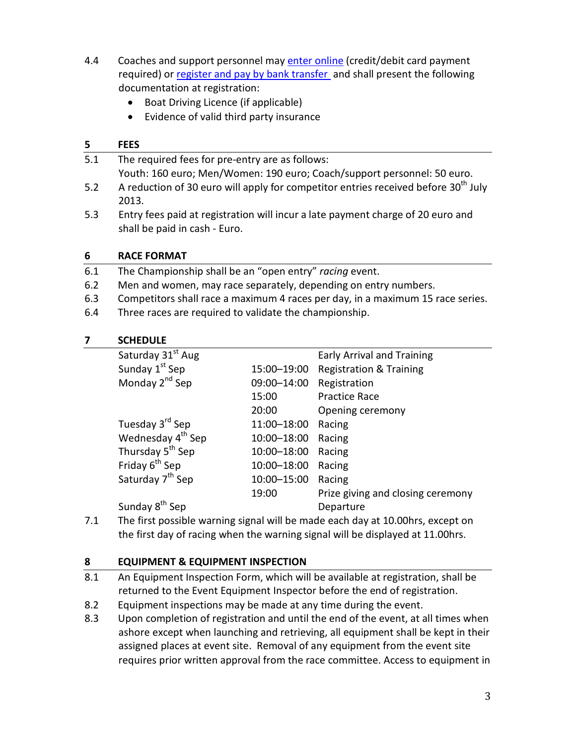4.4 Coaches and support personnel may enter online (credit/debit card payment required) or register and pay by bank transfer and shall present the following documentation at registration:

- Boat Driving Licence (if applicable)
- Evidence of valid third party insurance

## 5 FEES

5.1 The required fees for pre-entry are as follows:
Youth: 160 euro; Men/Women: 190 euro; Coach/support personnel: 50 euro.

5.2 A reduction of 30 euro will apply for competitor entries received before 30th July 2013.

5.3 Entry fees paid at registration will incur a late payment charge of 20 euro and shall be paid in cash - Euro.

## 6 RACE FORMAT

6.1 The Championship shall be an "open entry" *racing* event.

6.2 Men and women, may race separately, depending on entry numbers.

6.3 Competitors shall race a maximum 4 races per day, in a maximum 15 race series.

6.4 Three races are required to validate the championship.

## 7 SCHEDULE

| | | |
|---|---|---|
| Saturday 31st Aug | | Early Arrival and Training |
| Sunday 1st Sep | 15:00–19:00 | Registration & Training |
| Monday 2nd Sep | 09:00–14:00 | Registration |
| | 15:00 | Practice Race |
| | 20:00 | Opening ceremony |
| Tuesday 3rd Sep | 11:00–18:00 | Racing |
| Wednesday 4th Sep | 10:00–18:00 | Racing |
| Thursday 5th Sep | 10:00–18:00 | Racing |
| Friday 6th Sep | 10:00–18:00 | Racing |
| Saturday 7th Sep | 10:00–15:00 | Racing |
| | 19:00 | Prize giving and closing ceremony |
| Sunday 8th Sep | | Departure |

7.1 The first possible warning signal will be made each day at 10.00hrs, except on the first day of racing when the warning signal will be displayed at 11.00hrs.

## 8 EQUIPMENT & EQUIPMENT INSPECTION

8.1 An Equipment Inspection Form, which will be available at registration, shall be returned to the Event Equipment Inspector before the end of registration.

8.2 Equipment inspections may be made at any time during the event.

8.3 Upon completion of registration and until the end of the event, at all times when ashore except when launching and retrieving, all equipment shall be kept in their assigned places at event site. Removal of any equipment from the event site requires prior written approval from the race committee. Access to equipment in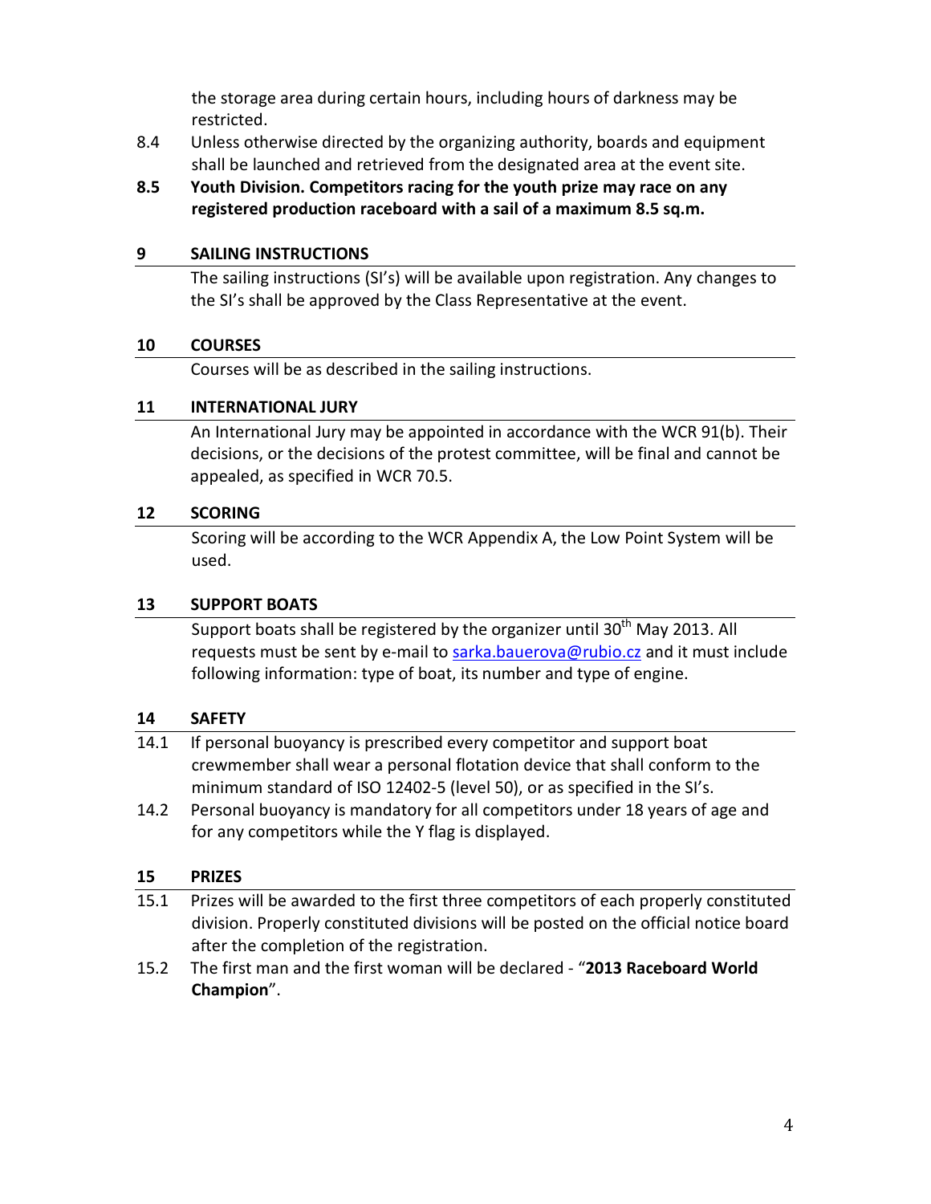the storage area during certain hours, including hours of darkness may be restricted.

8.4 Unless otherwise directed by the organizing authority, boards and equipment shall be launched and retrieved from the designated area at the event site.

**8.5 Youth Division. Competitors racing for the youth prize may race on any registered production raceboard with a sail of a maximum 8.5 sq.m.**

## 9 SAILING INSTRUCTIONS

The sailing instructions (SI's) will be available upon registration. Any changes to the SI's shall be approved by the Class Representative at the event.

## 10 COURSES

Courses will be as described in the sailing instructions.

## 11 INTERNATIONAL JURY

An International Jury may be appointed in accordance with the WCR 91(b). Their decisions, or the decisions of the protest committee, will be final and cannot be appealed, as specified in WCR 70.5.

## 12 SCORING

Scoring will be according to the WCR Appendix A, the Low Point System will be used.

## 13 SUPPORT BOATS

Support boats shall be registered by the organizer until 30th May 2013. All requests must be sent by e-mail to sarka.bauerova@rubio.cz and it must include following information: type of boat, its number and type of engine.

## 14 SAFETY

14.1 If personal buoyancy is prescribed every competitor and support boat crewmember shall wear a personal flotation device that shall conform to the minimum standard of ISO 12402-5 (level 50), or as specified in the SI's.

14.2 Personal buoyancy is mandatory for all competitors under 18 years of age and for any competitors while the Y flag is displayed.

## 15 PRIZES

15.1 Prizes will be awarded to the first three competitors of each properly constituted division. Properly constituted divisions will be posted on the official notice board after the completion of the registration.

15.2 The first man and the first woman will be declared - "**2013 Raceboard World Champion**".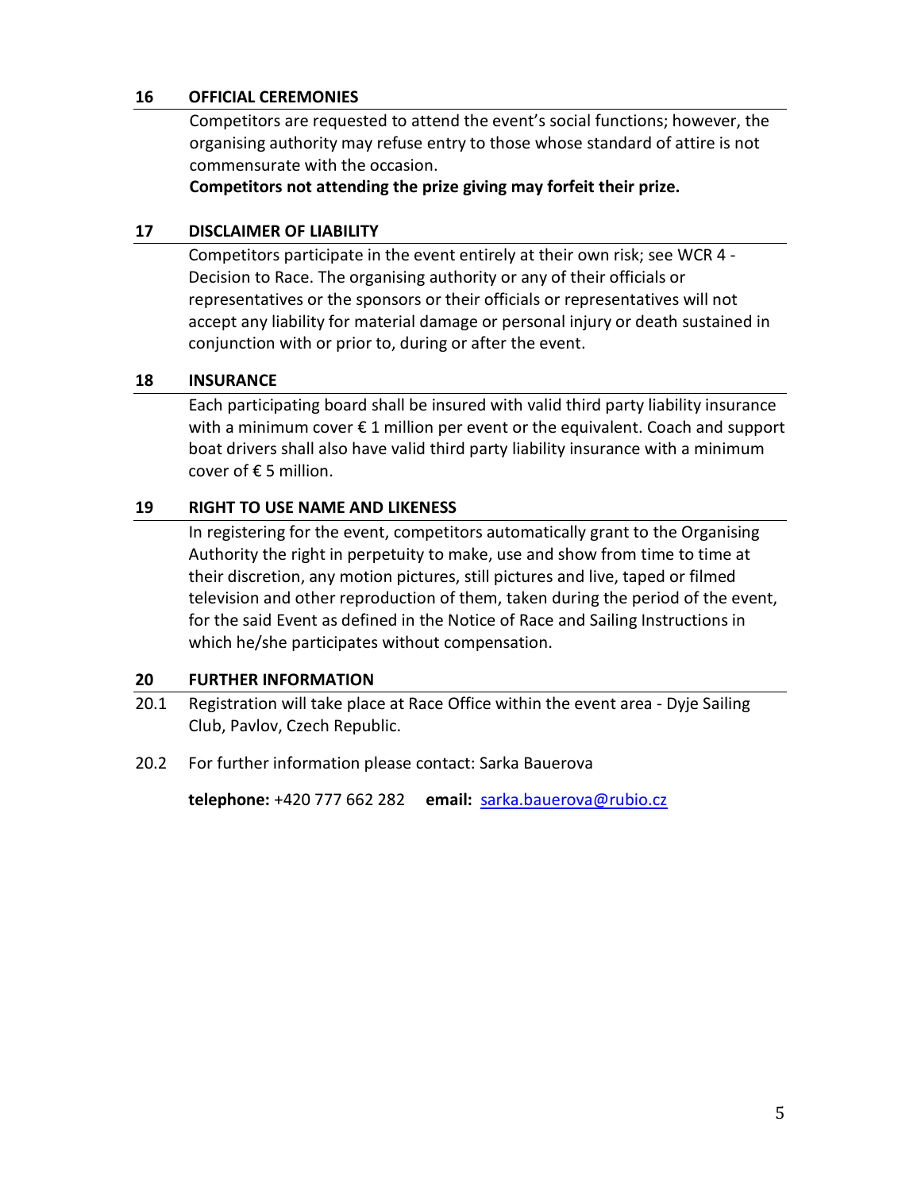## 16 OFFICIAL CEREMONIES

Competitors are requested to attend the event's social functions; however, the organising authority may refuse entry to those whose standard of attire is not commensurate with the occasion.

**Competitors not attending the prize giving may forfeit their prize.**

## 17 DISCLAIMER OF LIABILITY

Competitors participate in the event entirely at their own risk; see WCR 4 - Decision to Race. The organising authority or any of their officials or representatives or the sponsors or their officials or representatives will not accept any liability for material damage or personal injury or death sustained in conjunction with or prior to, during or after the event.

## 18 INSURANCE

Each participating board shall be insured with valid third party liability insurance with a minimum cover € 1 million per event or the equivalent. Coach and support boat drivers shall also have valid third party liability insurance with a minimum cover of € 5 million.

## 19 RIGHT TO USE NAME AND LIKENESS

In registering for the event, competitors automatically grant to the Organising Authority the right in perpetuity to make, use and show from time to time at their discretion, any motion pictures, still pictures and live, taped or filmed television and other reproduction of them, taken during the period of the event, for the said Event as defined in the Notice of Race and Sailing Instructions in which he/she participates without compensation.

## 20 FURTHER INFORMATION

20.1 Registration will take place at Race Office within the event area - Dyje Sailing Club, Pavlov, Czech Republic.

20.2 For further information please contact: Sarka Bauerova

**telephone:** +420 777 662 282 **email:** sarka.bauerova@rubio.cz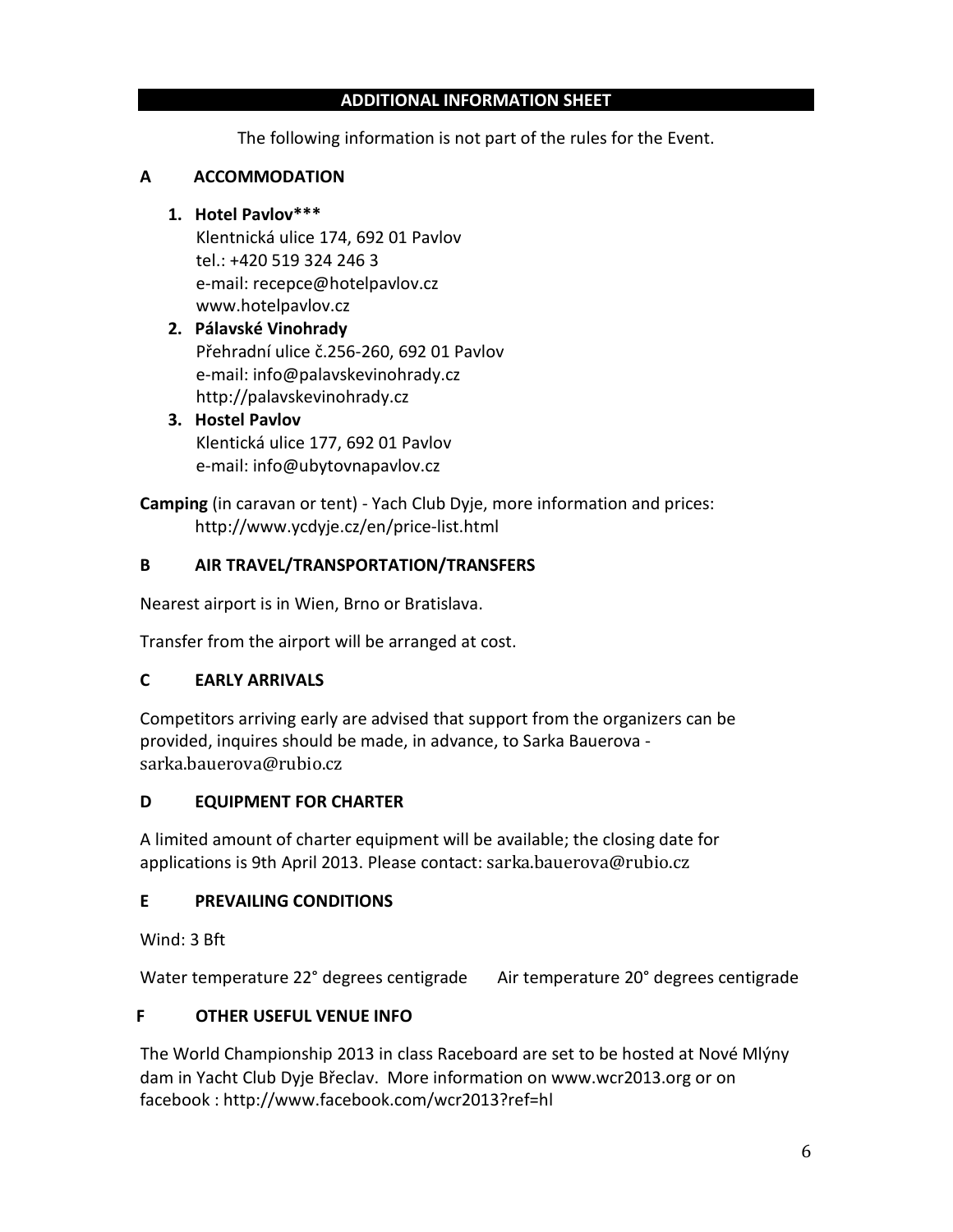## ADDITIONAL INFORMATION SHEET

The following information is not part of the rules for the Event.

### A ACCOMMODATION

1. **Hotel Pavlov*****
   Klentnická ulice 174, 692 01 Pavlov
   tel.: +420 519 324 246 3
   e-mail: recepce@hotelpavlov.cz
   www.hotelpavlov.cz
2. **Pálavské Vinohrady**
   Přehradní ulice č.256-260, 692 01 Pavlov
   e-mail: info@palavskevinohrady.cz
   http://palavskevinohrady.cz
3. **Hostel Pavlov**
   Klentická ulice 177, 692 01 Pavlov
   e-mail: info@ubytovnapavlov.cz

**Camping** (in caravan or tent) - Yach Club Dyje, more information and prices:
http://www.ycdyje.cz/en/price-list.html

### B AIR TRAVEL/TRANSPORTATION/TRANSFERS

Nearest airport is in Wien, Brno or Bratislava.

Transfer from the airport will be arranged at cost.

### C EARLY ARRIVALS

Competitors arriving early are advised that support from the organizers can be provided, inquires should be made, in advance, to Sarka Bauerova - sarka.bauerova@rubio.cz

### D EQUIPMENT FOR CHARTER

A limited amount of charter equipment will be available; the closing date for applications is 9th April 2013. Please contact: sarka.bauerova@rubio.cz

### E PREVAILING CONDITIONS

Wind: 3 Bft

Water temperature 22° degrees centigrade Air temperature 20° degrees centigrade

### F OTHER USEFUL VENUE INFO

The World Championship 2013 in class Raceboard are set to be hosted at Nové Mlýny dam in Yacht Club Dyje Břeclav. More information on www.wcr2013.org or on facebook : http://www.facebook.com/wcr2013?ref=hl